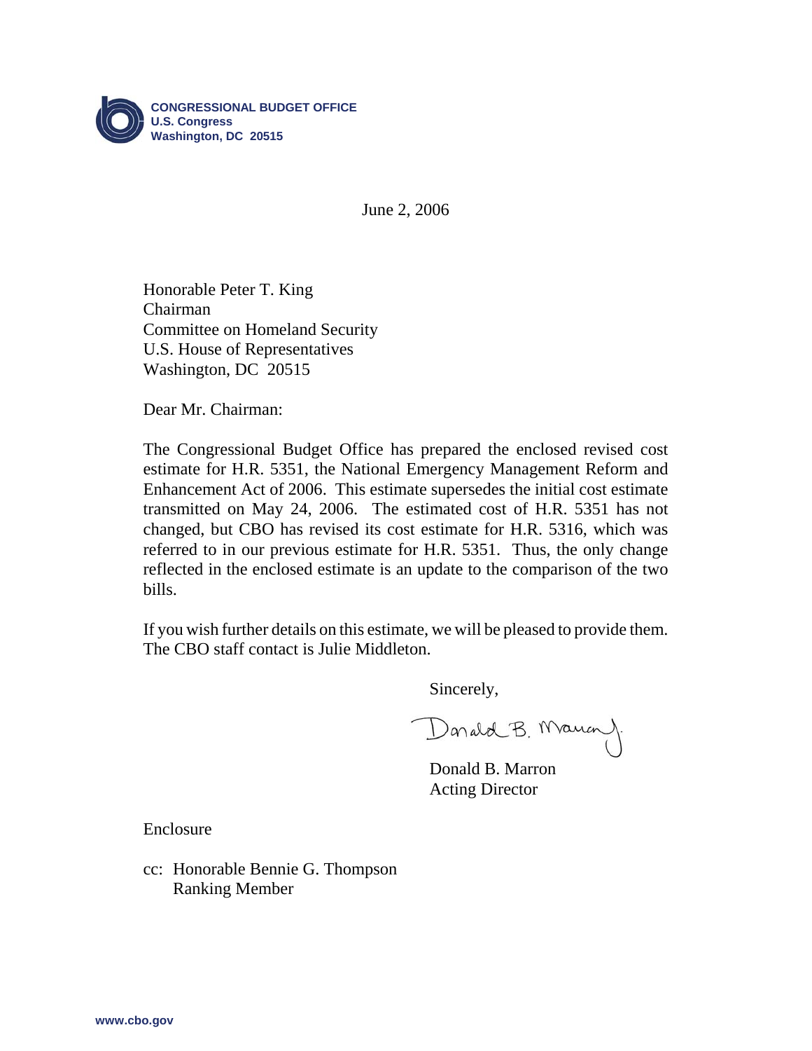**CONGRESSIONAL BUDGET OFFICE**
**U.S. Congress**
**Washington, DC 20515**

June 2, 2006

Honorable Peter T. King
Chairman
Committee on Homeland Security
U.S. House of Representatives
Washington, DC 20515

Dear Mr. Chairman:

The Congressional Budget Office has prepared the enclosed revised cost estimate for H.R. 5351, the National Emergency Management Reform and Enhancement Act of 2006. This estimate supersedes the initial cost estimate transmitted on May 24, 2006. The estimated cost of H.R. 5351 has not changed, but CBO has revised its cost estimate for H.R. 5316, which was referred to in our previous estimate for H.R. 5351. Thus, the only change reflected in the enclosed estimate is an update to the comparison of the two bills.

If you wish further details on this estimate, we will be pleased to provide them. The CBO staff contact is Julie Middleton.

Sincerely,

Donald B. Marron
Acting Director

Enclosure

cc: Honorable Bennie G. Thompson
Ranking Member

www.cbo.gov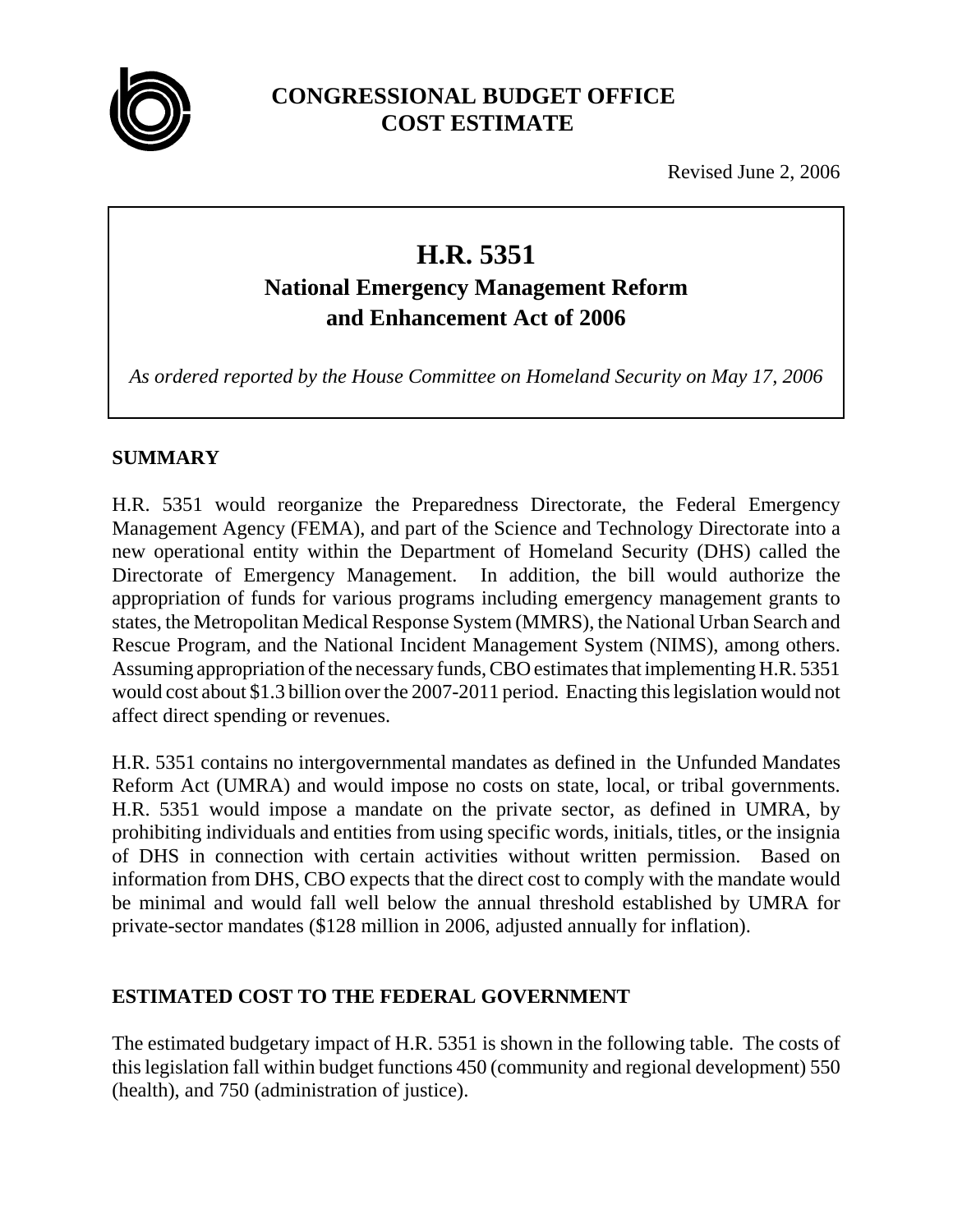**CONGRESSIONAL BUDGET OFFICE**
**COST ESTIMATE**

Revised June 2, 2006

# H.R. 5351

## National Emergency Management Reform and Enhancement Act of 2006

*As ordered reported by the House Committee on Homeland Security on May 17, 2006*

## SUMMARY

H.R. 5351 would reorganize the Preparedness Directorate, the Federal Emergency Management Agency (FEMA), and part of the Science and Technology Directorate into a new operational entity within the Department of Homeland Security (DHS) called the Directorate of Emergency Management. In addition, the bill would authorize the appropriation of funds for various programs including emergency management grants to states, the Metropolitan Medical Response System (MMRS), the National Urban Search and Rescue Program, and the National Incident Management System (NIMS), among others. Assuming appropriation of the necessary funds, CBO estimates that implementing H.R. 5351 would cost about $1.3 billion over the 2007-2011 period. Enacting this legislation would not affect direct spending or revenues.

H.R. 5351 contains no intergovernmental mandates as defined in the Unfunded Mandates Reform Act (UMRA) and would impose no costs on state, local, or tribal governments. H.R. 5351 would impose a mandate on the private sector, as defined in UMRA, by prohibiting individuals and entities from using specific words, initials, titles, or the insignia of DHS in connection with certain activities without written permission. Based on information from DHS, CBO expects that the direct cost to comply with the mandate would be minimal and would fall well below the annual threshold established by UMRA for private-sector mandates ($128 million in 2006, adjusted annually for inflation).

## ESTIMATED COST TO THE FEDERAL GOVERNMENT

The estimated budgetary impact of H.R. 5351 is shown in the following table. The costs of this legislation fall within budget functions 450 (community and regional development) 550 (health), and 750 (administration of justice).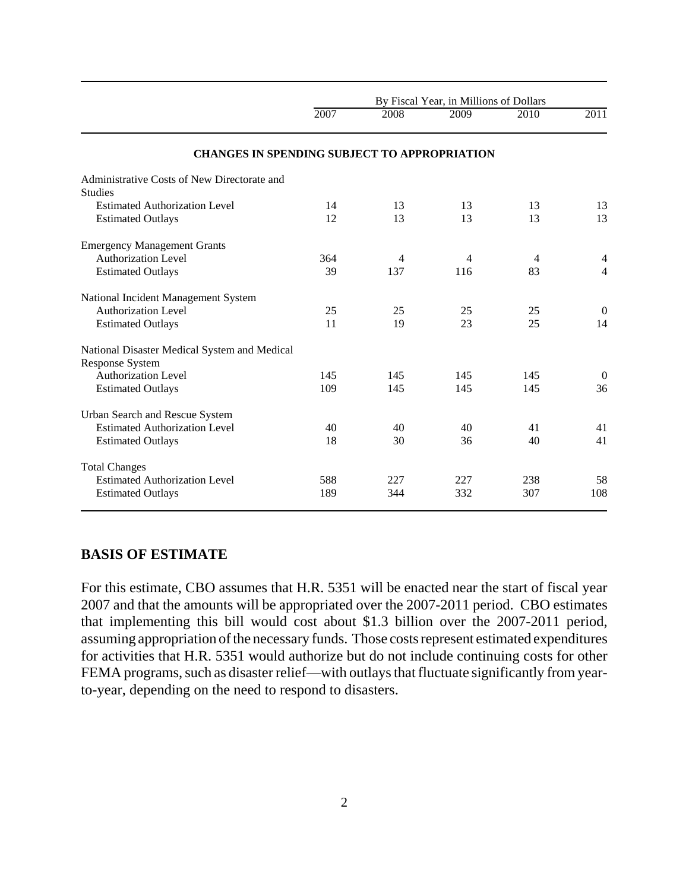| | By Fiscal Year, in Millions of Dollars | | | | |
|---|---|---|---|---|---|
| | 2007 | 2008 | 2009 | 2010 | 2011 |
| **CHANGES IN SPENDING SUBJECT TO APPROPRIATION** | | | | | |
| Administrative Costs of New Directorate and Studies | | | | | |
| Estimated Authorization Level | 14 | 13 | 13 | 13 | 13 |
| Estimated Outlays | 12 | 13 | 13 | 13 | 13 |
| Emergency Management Grants | | | | | |
| Authorization Level | 364 | 4 | 4 | 4 | 4 |
| Estimated Outlays | 39 | 137 | 116 | 83 | 4 |
| National Incident Management System | | | | | |
| Authorization Level | 25 | 25 | 25 | 25 | 0 |
| Estimated Outlays | 11 | 19 | 23 | 25 | 14 |
| National Disaster Medical System and Medical Response System | | | | | |
| Authorization Level | 145 | 145 | 145 | 145 | 0 |
| Estimated Outlays | 109 | 145 | 145 | 145 | 36 |
| Urban Search and Rescue System | | | | | |
| Estimated Authorization Level | 40 | 40 | 40 | 41 | 41 |
| Estimated Outlays | 18 | 30 | 36 | 40 | 41 |
| Total Changes | | | | | |
| Estimated Authorization Level | 588 | 227 | 227 | 238 | 58 |
| Estimated Outlays | 189 | 344 | 332 | 307 | 108 |

## BASIS OF ESTIMATE

For this estimate, CBO assumes that H.R. 5351 will be enacted near the start of fiscal year 2007 and that the amounts will be appropriated over the 2007-2011 period. CBO estimates that implementing this bill would cost about $1.3 billion over the 2007-2011 period, assuming appropriation of the necessary funds. Those costs represent estimated expenditures for activities that H.R. 5351 would authorize but do not include continuing costs for other FEMA programs, such as disaster relief—with outlays that fluctuate significantly from year-to-year, depending on the need to respond to disasters.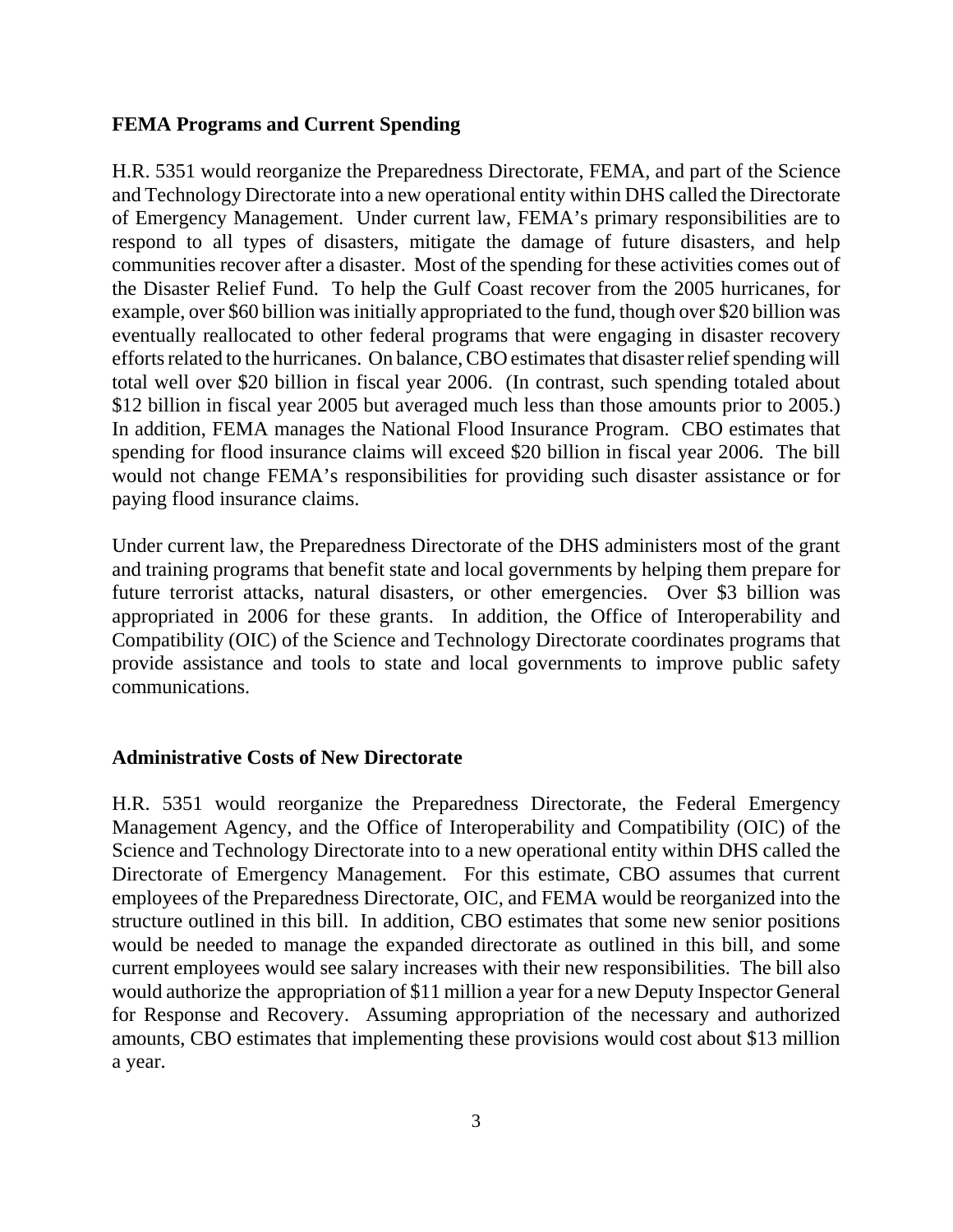**FEMA Programs and Current Spending**

H.R. 5351 would reorganize the Preparedness Directorate, FEMA, and part of the Science and Technology Directorate into a new operational entity within DHS called the Directorate of Emergency Management. Under current law, FEMA's primary responsibilities are to respond to all types of disasters, mitigate the damage of future disasters, and help communities recover after a disaster. Most of the spending for these activities comes out of the Disaster Relief Fund. To help the Gulf Coast recover from the 2005 hurricanes, for example, over $60 billion was initially appropriated to the fund, though over $20 billion was eventually reallocated to other federal programs that were engaging in disaster recovery efforts related to the hurricanes. On balance, CBO estimates that disaster relief spending will total well over $20 billion in fiscal year 2006. (In contrast, such spending totaled about $12 billion in fiscal year 2005 but averaged much less than those amounts prior to 2005.) In addition, FEMA manages the National Flood Insurance Program. CBO estimates that spending for flood insurance claims will exceed $20 billion in fiscal year 2006. The bill would not change FEMA's responsibilities for providing such disaster assistance or for paying flood insurance claims.

Under current law, the Preparedness Directorate of the DHS administers most of the grant and training programs that benefit state and local governments by helping them prepare for future terrorist attacks, natural disasters, or other emergencies. Over $3 billion was appropriated in 2006 for these grants. In addition, the Office of Interoperability and Compatibility (OIC) of the Science and Technology Directorate coordinates programs that provide assistance and tools to state and local governments to improve public safety communications.

**Administrative Costs of New Directorate**

H.R. 5351 would reorganize the Preparedness Directorate, the Federal Emergency Management Agency, and the Office of Interoperability and Compatibility (OIC) of the Science and Technology Directorate into to a new operational entity within DHS called the Directorate of Emergency Management. For this estimate, CBO assumes that current employees of the Preparedness Directorate, OIC, and FEMA would be reorganized into the structure outlined in this bill. In addition, CBO estimates that some new senior positions would be needed to manage the expanded directorate as outlined in this bill, and some current employees would see salary increases with their new responsibilities. The bill also would authorize the appropriation of $11 million a year for a new Deputy Inspector General for Response and Recovery. Assuming appropriation of the necessary and authorized amounts, CBO estimates that implementing these provisions would cost about $13 million a year.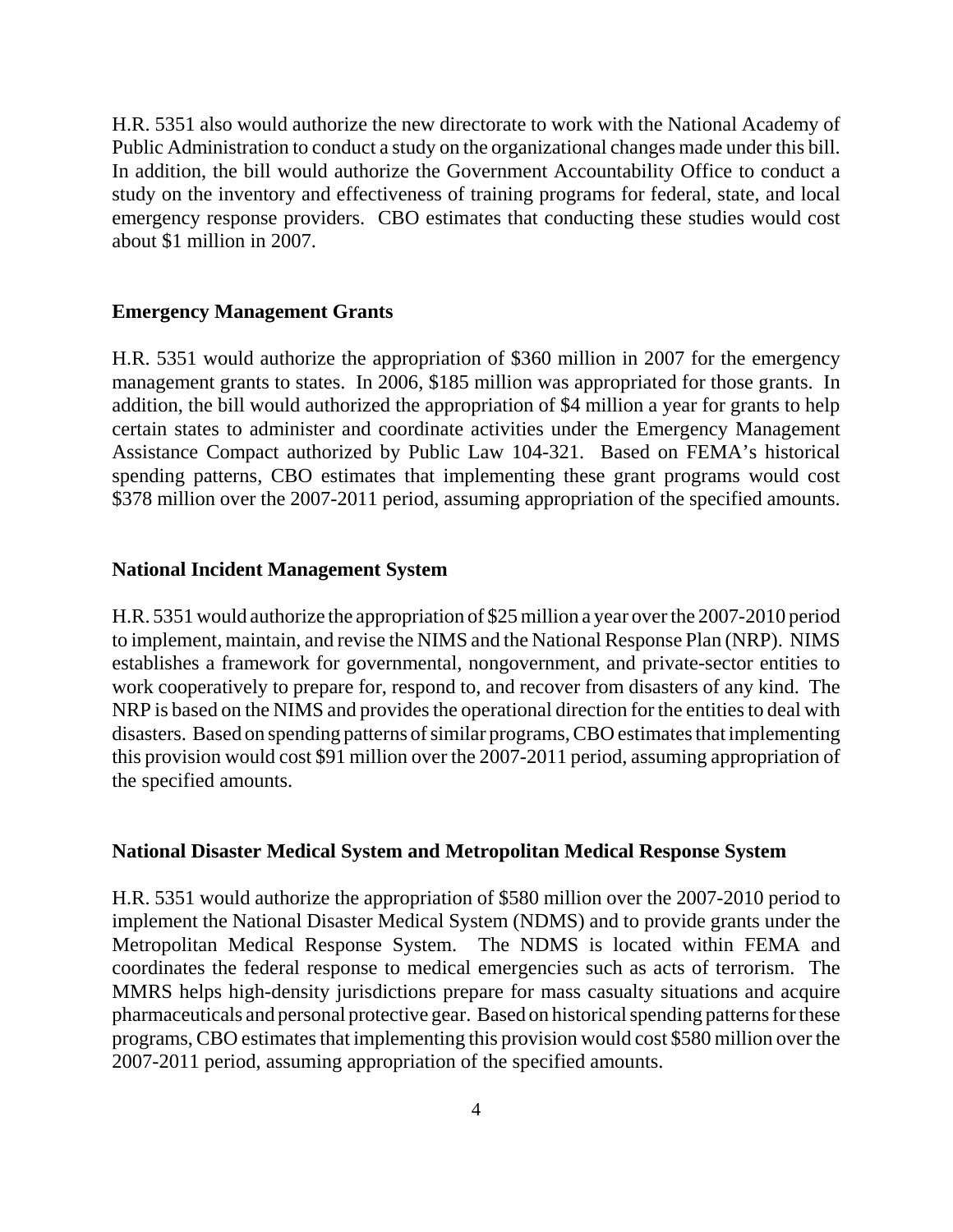H.R. 5351 also would authorize the new directorate to work with the National Academy of Public Administration to conduct a study on the organizational changes made under this bill. In addition, the bill would authorize the Government Accountability Office to conduct a study on the inventory and effectiveness of training programs for federal, state, and local emergency response providers. CBO estimates that conducting these studies would cost about $1 million in 2007.

**Emergency Management Grants**

H.R. 5351 would authorize the appropriation of $360 million in 2007 for the emergency management grants to states. In 2006, $185 million was appropriated for those grants. In addition, the bill would authorized the appropriation of $4 million a year for grants to help certain states to administer and coordinate activities under the Emergency Management Assistance Compact authorized by Public Law 104-321. Based on FEMA's historical spending patterns, CBO estimates that implementing these grant programs would cost $378 million over the 2007-2011 period, assuming appropriation of the specified amounts.

**National Incident Management System**

H.R. 5351 would authorize the appropriation of $25 million a year over the 2007-2010 period to implement, maintain, and revise the NIMS and the National Response Plan (NRP). NIMS establishes a framework for governmental, nongovernment, and private-sector entities to work cooperatively to prepare for, respond to, and recover from disasters of any kind. The NRP is based on the NIMS and provides the operational direction for the entities to deal with disasters. Based on spending patterns of similar programs, CBO estimates that implementing this provision would cost $91 million over the 2007-2011 period, assuming appropriation of the specified amounts.

**National Disaster Medical System and Metropolitan Medical Response System**

H.R. 5351 would authorize the appropriation of $580 million over the 2007-2010 period to implement the National Disaster Medical System (NDMS) and to provide grants under the Metropolitan Medical Response System. The NDMS is located within FEMA and coordinates the federal response to medical emergencies such as acts of terrorism. The MMRS helps high-density jurisdictions prepare for mass casualty situations and acquire pharmaceuticals and personal protective gear. Based on historical spending patterns for these programs, CBO estimates that implementing this provision would cost $580 million over the 2007-2011 period, assuming appropriation of the specified amounts.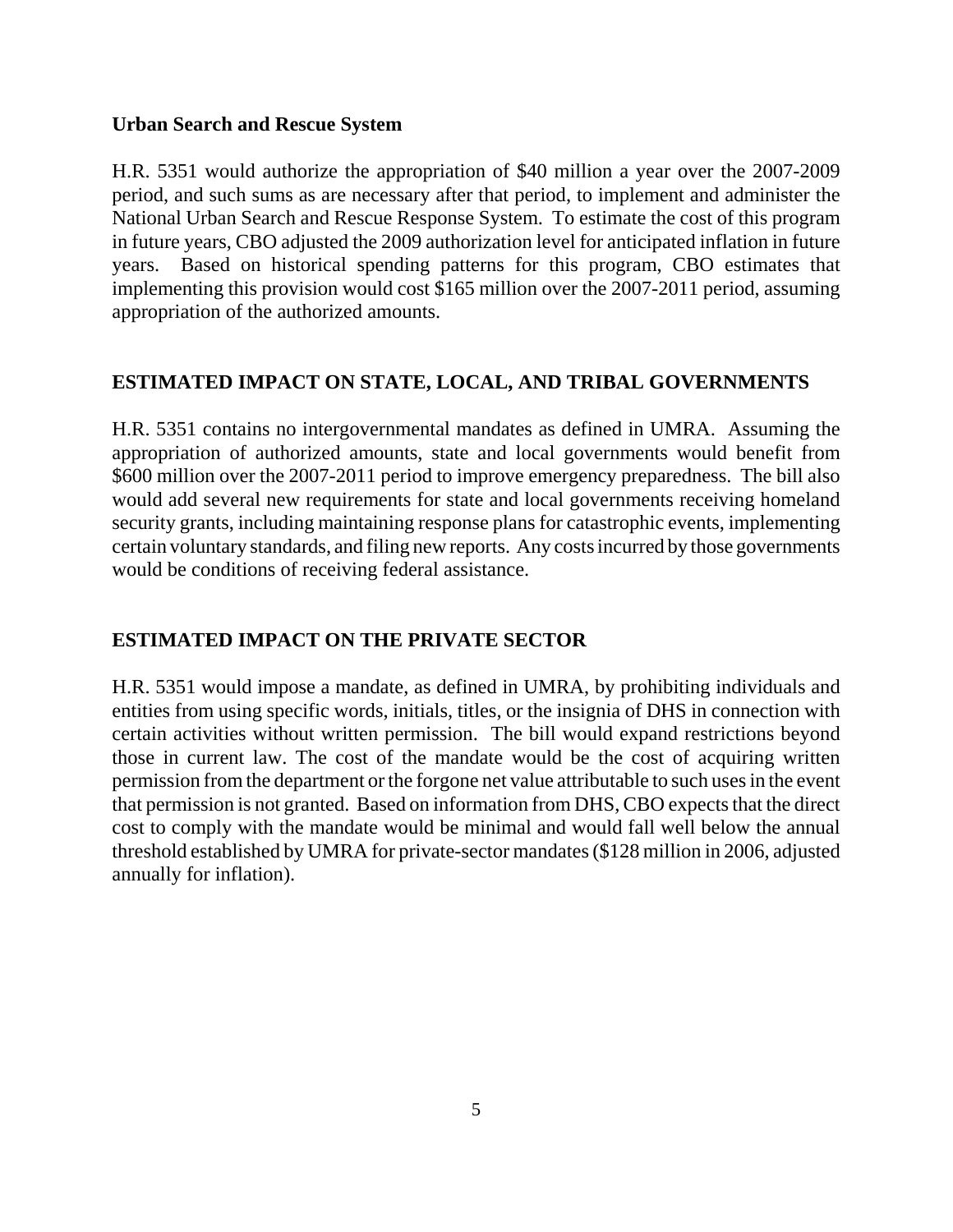**Urban Search and Rescue System**

H.R. 5351 would authorize the appropriation of $40 million a year over the 2007-2009 period, and such sums as are necessary after that period, to implement and administer the National Urban Search and Rescue Response System. To estimate the cost of this program in future years, CBO adjusted the 2009 authorization level for anticipated inflation in future years. Based on historical spending patterns for this program, CBO estimates that implementing this provision would cost $165 million over the 2007-2011 period, assuming appropriation of the authorized amounts.

## ESTIMATED IMPACT ON STATE, LOCAL, AND TRIBAL GOVERNMENTS

H.R. 5351 contains no intergovernmental mandates as defined in UMRA. Assuming the appropriation of authorized amounts, state and local governments would benefit from $600 million over the 2007-2011 period to improve emergency preparedness. The bill also would add several new requirements for state and local governments receiving homeland security grants, including maintaining response plans for catastrophic events, implementing certain voluntary standards, and filing new reports. Any costs incurred by those governments would be conditions of receiving federal assistance.

## ESTIMATED IMPACT ON THE PRIVATE SECTOR

H.R. 5351 would impose a mandate, as defined in UMRA, by prohibiting individuals and entities from using specific words, initials, titles, or the insignia of DHS in connection with certain activities without written permission. The bill would expand restrictions beyond those in current law. The cost of the mandate would be the cost of acquiring written permission from the department or the forgone net value attributable to such uses in the event that permission is not granted. Based on information from DHS, CBO expects that the direct cost to comply with the mandate would be minimal and would fall well below the annual threshold established by UMRA for private-sector mandates ($128 million in 2006, adjusted annually for inflation).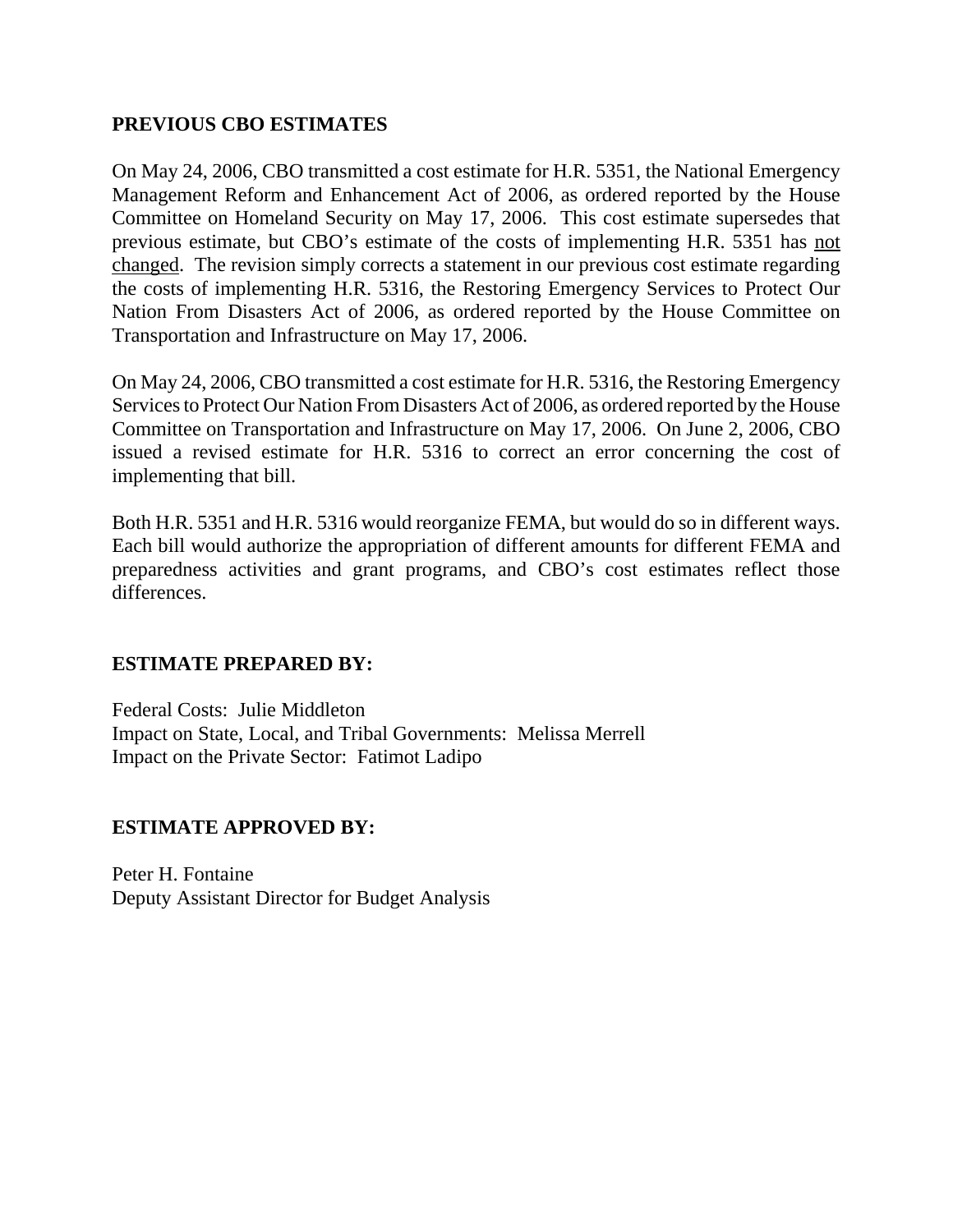## PREVIOUS CBO ESTIMATES

On May 24, 2006, CBO transmitted a cost estimate for H.R. 5351, the National Emergency Management Reform and Enhancement Act of 2006, as ordered reported by the House Committee on Homeland Security on May 17, 2006. This cost estimate supersedes that previous estimate, but CBO's estimate of the costs of implementing H.R. 5351 has not changed. The revision simply corrects a statement in our previous cost estimate regarding the costs of implementing H.R. 5316, the Restoring Emergency Services to Protect Our Nation From Disasters Act of 2006, as ordered reported by the House Committee on Transportation and Infrastructure on May 17, 2006.

On May 24, 2006, CBO transmitted a cost estimate for H.R. 5316, the Restoring Emergency Services to Protect Our Nation From Disasters Act of 2006, as ordered reported by the House Committee on Transportation and Infrastructure on May 17, 2006. On June 2, 2006, CBO issued a revised estimate for H.R. 5316 to correct an error concerning the cost of implementing that bill.

Both H.R. 5351 and H.R. 5316 would reorganize FEMA, but would do so in different ways. Each bill would authorize the appropriation of different amounts for different FEMA and preparedness activities and grant programs, and CBO's cost estimates reflect those differences.

## ESTIMATE PREPARED BY:

Federal Costs: Julie Middleton
Impact on State, Local, and Tribal Governments: Melissa Merrell
Impact on the Private Sector: Fatimot Ladipo

## ESTIMATE APPROVED BY:

Peter H. Fontaine
Deputy Assistant Director for Budget Analysis